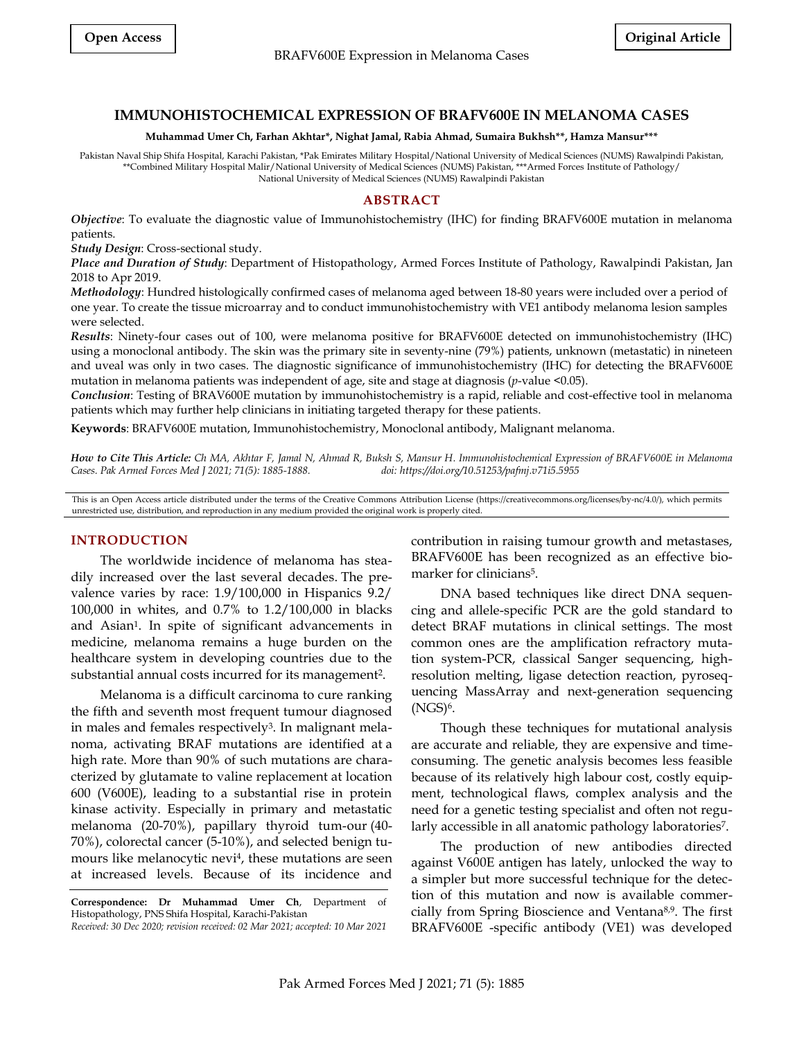**Open Access** | **Original Article**

# IMMUNOHISTOCHEMICAL EXPRESSION OF BRAFV600E IN MELANOMA CASES

**Muhammad Umer Ch, Farhan Akhtar*, Nighat Jamal, Rabia Ahmad, Sumaira Bukhsh**, Hamza Mansur*****

Pakistan Naval Ship Shifa Hospital, Karachi Pakistan, *Pak Emirates Military Hospital/National University of Medical Sciences (NUMS) Rawalpindi Pakistan, **Combined Military Hospital Malir/National University of Medical Sciences (NUMS) Pakistan, ***Armed Forces Institute of Pathology/ National University of Medical Sciences (NUMS) Rawalpindi Pakistan

## ABSTRACT

***Objective***: To evaluate the diagnostic value of Immunohistochemistry (IHC) for finding BRAFV600E mutation in melanoma patients.

***Study Design***: Cross-sectional study.

***Place and Duration of Study***: Department of Histopathology, Armed Forces Institute of Pathology, Rawalpindi Pakistan, Jan 2018 to Apr 2019.

***Methodology***: Hundred histologically confirmed cases of melanoma aged between 18-80 years were included over a period of one year. To create the tissue microarray and to conduct immunohistochemistry with VE1 antibody melanoma lesion samples were selected.

***Results***: Ninety-four cases out of 100, were melanoma positive for BRAFV600E detected on immunohistochemistry (IHC) using a monoclonal antibody. The skin was the primary site in seventy-nine (79%) patients, unknown (metastatic) in nineteen and uveal was only in two cases. The diagnostic significance of immunohistochemistry (IHC) for detecting the BRAFV600E mutation in melanoma patients was independent of age, site and stage at diagnosis (*p*-value <0.05).

***Conclusion***: Testing of BRAV600E mutation by immunohistochemistry is a rapid, reliable and cost-effective tool in melanoma patients which may further help clinicians in initiating targeted therapy for these patients.

**Keywords**: BRAFV600E mutation, Immunohistochemistry, Monoclonal antibody, Malignant melanoma.

***How to Cite This Article:*** *Ch MA, Akhtar F, Jamal N, Ahmad R, Buksh S, Mansur H. Immunohistochemical Expression of BRAFV600E in Melanoma Cases. Pak Armed Forces Med J 2021; 71(5): 1885-1888. doi: https://doi.org/10.51253/pafmj.v71i5.5955*

This is an Open Access article distributed under the terms of the Creative Commons Attribution License (https://creativecommons.org/licenses/by-nc/4.0/), which permits unrestricted use, distribution, and reproduction in any medium provided the original work is properly cited.

## INTRODUCTION

The worldwide incidence of melanoma has steadily increased over the last several decades. The prevalence varies by race: 1.9/100,000 in Hispanics 9.2/ 100,000 in whites, and 0.7% to 1.2/100,000 in blacks and Asian[1]. In spite of significant advancements in medicine, melanoma remains a huge burden on the healthcare system in developing countries due to the substantial annual costs incurred for its management[2].

Melanoma is a difficult carcinoma to cure ranking the fifth and seventh most frequent tumour diagnosed in males and females respectively[3]. In malignant melanoma, activating BRAF mutations are identified at a high rate. More than 90% of such mutations are characterized by glutamate to valine replacement at location 600 (V600E), leading to a substantial rise in protein kinase activity. Especially in primary and metastatic melanoma (20-70%), papillary thyroid tum-our (40-70%), colorectal cancer (5-10%), and selected benign tumours like melanocytic nevi[4], these mutations are seen at increased levels. Because of its incidence and contribution in raising tumour growth and metastases, BRAFV600E has been recognized as an effective biomarker for clinicians[5].

DNA based techniques like direct DNA sequencing and allele-specific PCR are the gold standard to detect BRAF mutations in clinical settings. The most common ones are the amplification refractory mutation system-PCR, classical Sanger sequencing, high-resolution melting, ligase detection reaction, pyrosequencing MassArray and next-generation sequencing (NGS)[6].

Though these techniques for mutational analysis are accurate and reliable, they are expensive and time-consuming. The genetic analysis becomes less feasible because of its relatively high labour cost, costly equipment, technological flaws, complex analysis and the need for a genetic testing specialist and often not regularly accessible in all anatomic pathology laboratories[7].

The production of new antibodies directed against V600E antigen has lately, unlocked the way to a simpler but more successful technique for the detection of this mutation and now is available commercially from Spring Bioscience and Ventana[8,9]. The first BRAFV600E -specific antibody (VE1) was developed

**Correspondence: Dr Muhammad Umer Ch**, Department of Histopathology, PNS Shifa Hospital, Karachi-Pakistan
*Received: 30 Dec 2020; revision received: 02 Mar 2021; accepted: 10 Mar 2021*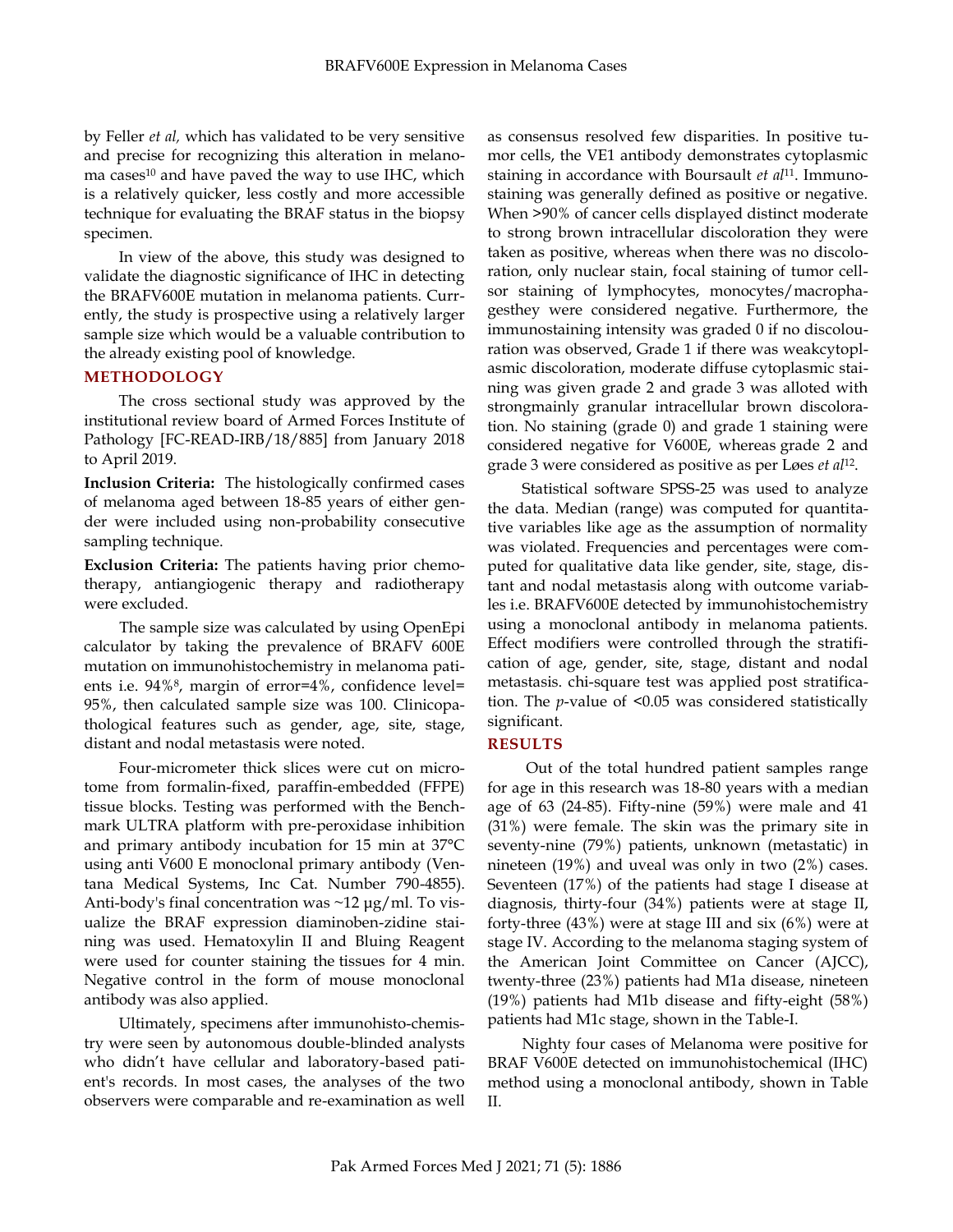by Feller *et al,* which has validated to be very sensitive and precise for recognizing this alteration in melanoma cases[10] and have paved the way to use IHC, which is a relatively quicker, less costly and more accessible technique for evaluating the BRAF status in the biopsy specimen.

In view of the above, this study was designed to validate the diagnostic significance of IHC in detecting the BRAFV600E mutation in melanoma patients. Currently, the study is prospective using a relatively larger sample size which would be a valuable contribution to the already existing pool of knowledge.

## METHODOLOGY

The cross sectional study was approved by the institutional review board of Armed Forces Institute of Pathology [FC-READ-IRB/18/885] from January 2018 to April 2019.

**Inclusion Criteria:** The histologically confirmed cases of melanoma aged between 18-85 years of either gender were included using non-probability consecutive sampling technique.

**Exclusion Criteria:** The patients having prior chemotherapy, antiangiogenic therapy and radiotherapy were excluded.

The sample size was calculated by using OpenEpi calculator by taking the prevalence of BRAFV 600E mutation on immunohistochemistry in melanoma patients i.e. 94%[8], margin of error=4%, confidence level= 95%, then calculated sample size was 100. Clinicopathological features such as gender, age, site, stage, distant and nodal metastasis were noted.

Four-micrometer thick slices were cut on microtome from formalin-fixed, paraffin-embedded (FFPE) tissue blocks. Testing was performed with the Benchmark ULTRA platform with pre-peroxidase inhibition and primary antibody incubation for 15 min at 37°C using anti V600 E monoclonal primary antibody (Ventana Medical Systems, Inc Cat. Number 790-4855). Anti-body's final concentration was ~12 µg/ml. To visualize the BRAF expression diaminoben-zidine staining was used. Hematoxylin II and Bluing Reagent were used for counter staining the tissues for 4 min. Negative control in the form of mouse monoclonal antibody was also applied.

Ultimately, specimens after immunohisto-chemistry were seen by autonomous double-blinded analysts who didn't have cellular and laboratory-based patient's records. In most cases, the analyses of the two observers were comparable and re-examination as well as consensus resolved few disparities. In positive tumor cells, the VE1 antibody demonstrates cytoplasmic staining in accordance with Boursault *et al*[11]. Immunostaining was generally defined as positive or negative. When >90% of cancer cells displayed distinct moderate to strong brown intracellular discoloration they were taken as positive, whereas when there was no discoloration, only nuclear stain, focal staining of tumor cellsor staining of lymphocytes, monocytes/macrophagesthey were considered negative. Furthermore, the immunostaining intensity was graded 0 if no discolouration was observed, Grade 1 if there was weakcytoplasmic discoloration, moderate diffuse cytoplasmic staining was given grade 2 and grade 3 was alloted with strongmainly granular intracellular brown discoloration. No staining (grade 0) and grade 1 staining were considered negative for V600E, whereas grade 2 and grade 3 were considered as positive as per Løes *et al*[12].

Statistical software SPSS-25 was used to analyze the data. Median (range) was computed for quantitative variables like age as the assumption of normality was violated. Frequencies and percentages were computed for qualitative data like gender, site, stage, distant and nodal metastasis along with outcome variables i.e. BRAFV600E detected by immunohistochemistry using a monoclonal antibody in melanoma patients. Effect modifiers were controlled through the stratification of age, gender, site, stage, distant and nodal metastasis. chi-square test was applied post stratification. The *p*-value of <0.05 was considered statistically significant.

## RESULTS

Out of the total hundred patient samples range for age in this research was 18-80 years with a median age of 63 (24-85). Fifty-nine (59%) were male and 41 (31%) were female. The skin was the primary site in seventy-nine (79%) patients, unknown (metastatic) in nineteen (19%) and uveal was only in two (2%) cases. Seventeen (17%) of the patients had stage I disease at diagnosis, thirty-four (34%) patients were at stage II, forty-three (43%) were at stage III and six (6%) were at stage IV. According to the melanoma staging system of the American Joint Committee on Cancer (AJCC), twenty-three (23%) patients had M1a disease, nineteen (19%) patients had M1b disease and fifty-eight (58%) patients had M1c stage, shown in the Table-I.

Nighty four cases of Melanoma were positive for BRAF V600E detected on immunohistochemical (IHC) method using a monoclonal antibody, shown in Table II.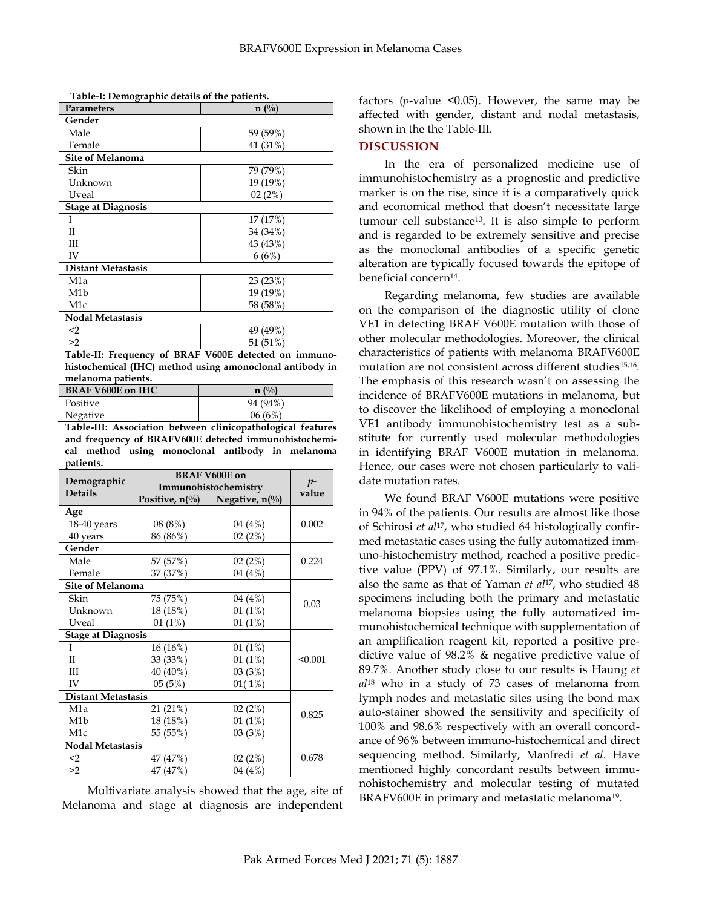**Table-I: Demographic details of the patients.**

| Parameters | n (%) |
|---|---|
| **Gender** | |
| Male | 59 (59%) |
| Female | 41 (31%) |
| **Site of Melanoma** | |
| Skin | 79 (79%) |
| Unknown | 19 (19%) |
| Uveal | 02 (2%) |
| **Stage at Diagnosis** | |
| I | 17 (17%) |
| II | 34 (34%) |
| III | 43 (43%) |
| IV | 6 (6%) |
| **Distant Metastasis** | |
| M1a | 23 (23%) |
| M1b | 19 (19%) |
| M1c | 58 (58%) |
| **Nodal Metastasis** | |
| <2 | 49 (49%) |
| >2 | 51 (51%) |

**Table-II: Frequency of BRAF V600E detected on immunohistochemical (IHC) method using amonoclonal antibody in melanoma patients.**

| BRAF V600E on IHC | n (%) |
|---|---|
| Positive | 94 (94%) |
| Negative | 06 (6%) |

**Table-III: Association between clinicopathological features and frequency of BRAFV600E detected immunohistochemical method using monoclonal antibody in melanoma patients.**

| Demographic Details | BRAF V600E on Immunohistochemistry | | *p*-value |
|---|---|---|---|
| | Positive, n(%) | Negative, n(%) | |
| **Age** | | | |
| 18-40 years | 08 (8%) | 04 (4%) | 0.002 |
| 40 years | 86 (86%) | 02 (2%) | |
| **Gender** | | | |
| Male | 57 (57%) | 02 (2%) | 0.224 |
| Female | 37 (37%) | 04 (4%) | |
| **Site of Melanoma** | | | |
| Skin | 75 (75%) | 04 (4%) | 0.03 |
| Unknown | 18 (18%) | 01 (1%) | |
| Uveal | 01 (1%) | 01 (1%) | |
| **Stage at Diagnosis** | | | |
| I | 16 (16%) | 01 (1%) | <0.001 |
| II | 33 (33%) | 01 (1%) | |
| III | 40 (40%) | 03 (3%) | |
| IV | 05 (5%) | 01( 1%) | |
| **Distant Metastasis** | | | |
| M1a | 21 (21%) | 02 (2%) | 0.825 |
| M1b | 18 (18%) | 01 (1%) | |
| M1c | 55 (55%) | 03 (3%) | |
| **Nodal Metastasis** | | | |
| <2 | 47 (47%) | 02 (2%) | 0.678 |
| >2 | 47 (47%) | 04 (4%) | |

Multivariate analysis showed that the age, site of Melanoma and stage at diagnosis are independent factors (*p*-value <0.05). However, the same may be affected with gender, distant and nodal metastasis, shown in the the Table-III.

## DISCUSSION

In the era of personalized medicine use of immunohistochemistry as a prognostic and predictive marker is on the rise, since it is a comparatively quick and economical method that doesn't necessitate large tumour cell substance[13]. It is also simple to perform and is regarded to be extremely sensitive and precise as the monoclonal antibodies of a specific genetic alteration are typically focused towards the epitope of beneficial concern[14].

Regarding melanoma, few studies are available on the comparison of the diagnostic utility of clone VE1 in detecting BRAF V600E mutation with those of other molecular methodologies. Moreover, the clinical characteristics of patients with melanoma BRAFV600E mutation are not consistent across different studies[15,16]. The emphasis of this research wasn't on assessing the incidence of BRAFV600E mutations in melanoma, but to discover the likelihood of employing a monoclonal VE1 antibody immunohistochemistry test as a substitute for currently used molecular methodologies in identifying BRAF V600E mutation in melanoma. Hence, our cases were not chosen particularly to validate mutation rates.

We found BRAF V600E mutations were positive in 94% of the patients. Our results are almost like those of Schirosi *et al*[17], who studied 64 histologically confirmed metastatic cases using the fully automatized immuno-histochemistry method, reached a positive predictive value (PPV) of 97.1%. Similarly, our results are also the same as that of Yaman *et al*[17], who studied 48 specimens including both the primary and metastatic melanoma biopsies using the fully automatized immunohistochemical technique with supplementation of an amplification reagent kit, reported a positive predictive value of 98.2% & negative predictive value of 89.7%. Another study close to our results is Haung *et al*[18] who in a study of 73 cases of melanoma from lymph nodes and metastatic sites using the bond max auto-stainer showed the sensitivity and specificity of 100% and 98.6% respectively with an overall concordance of 96% between immuno-histochemical and direct sequencing method. Similarly, Manfredi *et al*. Have mentioned highly concordant results between immunohistochemistry and molecular testing of mutated BRAFV600E in primary and metastatic melanoma[19].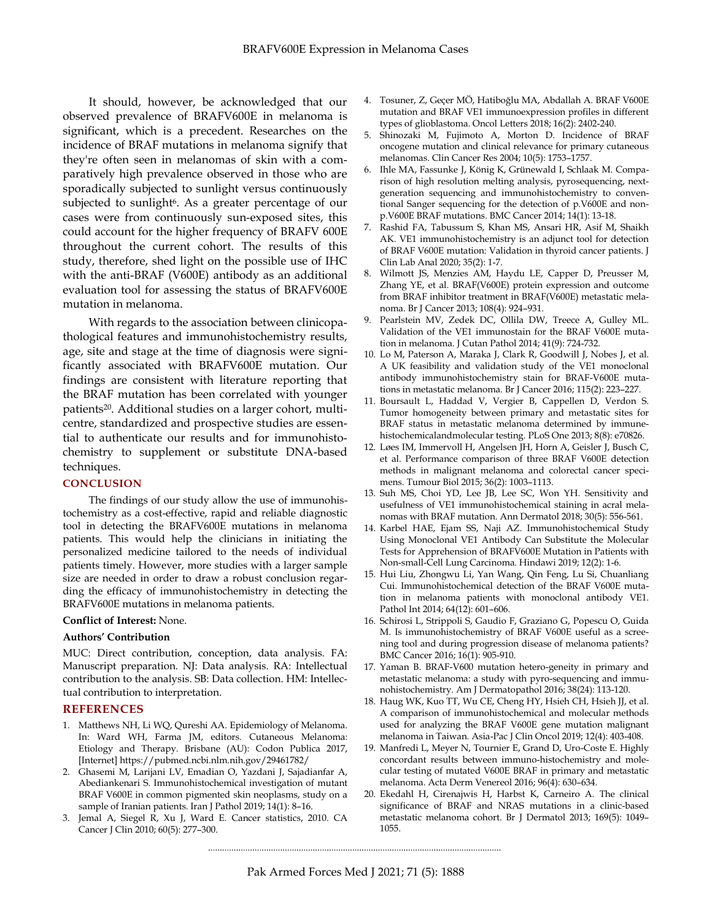It should, however, be acknowledged that our observed prevalence of BRAFV600E in melanoma is significant, which is a precedent. Researches on the incidence of BRAF mutations in melanoma signify that they're often seen in melanomas of skin with a comparatively high prevalence observed in those who are sporadically subjected to sunlight versus continuously subjected to sunlight[6]. As a greater percentage of our cases were from continuously sun-exposed sites, this could account for the higher frequency of BRAFV 600E throughout the current cohort. The results of this study, therefore, shed light on the possible use of IHC with the anti-BRAF (V600E) antibody as an additional evaluation tool for assessing the status of BRAFV600E mutation in melanoma.

With regards to the association between clinicopathological features and immunohistochemistry results, age, site and stage at the time of diagnosis were significantly associated with BRAFV600E mutation. Our findings are consistent with literature reporting that the BRAF mutation has been correlated with younger patients[20]. Additional studies on a larger cohort, multicentre, standardized and prospective studies are essential to authenticate our results and for immunohistochemistry to supplement or substitute DNA-based techniques.

## CONCLUSION

The findings of our study allow the use of immunohistochemistry as a cost-effective, rapid and reliable diagnostic tool in detecting the BRAFV600E mutations in melanoma patients. This would help the clinicians in initiating the personalized medicine tailored to the needs of individual patients timely. However, more studies with a larger sample size are needed in order to draw a robust conclusion regarding the efficacy of immunohistochemistry in detecting the BRAFV600E mutations in melanoma patients.

**Conflict of Interest:** None.

**Authors' Contribution**

MUC: Direct contribution, conception, data analysis. FA: Manuscript preparation. NJ: Data analysis. RA: Intellectual contribution to the analysis. SB: Data collection. HM: Intellectual contribution to interpretation.

## REFERENCES

1. Matthews NH, Li WQ, Qureshi AA. Epidemiology of Melanoma. In: Ward WH, Farma JM, editors. Cutaneous Melanoma: Etiology and Therapy. Brisbane (AU): Codon Publica 2017, [Internet] https://pubmed.ncbi.nlm.nih.gov/29461782/
2. Ghasemi M, Larijani LV, Emadian O, Yazdani J, Sajadianfar A, Abediankenari S. Immunohistochemical investigation of mutant BRAF V600E in common pigmented skin neoplasms, study on a sample of Iranian patients. Iran J Pathol 2019; 14(1): 8–16.
3. Jemal A, Siegel R, Xu J, Ward E. Cancer statistics, 2010. CA Cancer J Clin 2010; 60(5): 277–300.
4. Tosuner, Z, Geçer MÖ, Hatiboğlu MA, Abdallah A. BRAF V600E mutation and BRAF VE1 immunoexpression profiles in different types of glioblastoma. Oncol Letters 2018; 16(2): 2402-240.
5. Shinozaki M, Fujimoto A, Morton D. Incidence of BRAF oncogene mutation and clinical relevance for primary cutaneous melanomas. Clin Cancer Res 2004; 10(5): 1753–1757.
6. Ihle MA, Fassunke J, König K, Grünewald I, Schlaak M. Comparison of high resolution melting analysis, pyrosequencing, next-generation sequencing and immunohistochemistry to conventional Sanger sequencing for the detection of p.V600E and non-p.V600E BRAF mutations. BMC Cancer 2014; 14(1): 13-18.
7. Rashid FA, Tabussum S, Khan MS, Ansari HR, Asif M, Shaikh AK. VE1 immunohistochemistry is an adjunct tool for detection of BRAF V600E mutation: Validation in thyroid cancer patients. J Clin Lab Anal 2020; 35(2): 1-7.
8. Wilmott JS, Menzies AM, Haydu LE, Capper D, Preusser M, Zhang YE, et al. BRAF(V600E) protein expression and outcome from BRAF inhibitor treatment in BRAF(V600E) metastatic melanoma. Br J Cancer 2013; 108(4): 924–931.
9. Pearlstein MV, Zedek DC, Ollila DW, Treece A, Gulley ML. Validation of the VE1 immunostain for the BRAF V600E mutation in melanoma. J Cutan Pathol 2014; 41(9): 724-732.
10. Lo M, Paterson A, Maraka J, Clark R, Goodwill J, Nobes J, et al. A UK feasibility and validation study of the VE1 monoclonal antibody immunohistochemistry stain for BRAF-V600E mutations in metastatic melanoma. Br J Cancer 2016; 115(2): 223–227.
11. Boursault L, Haddad V, Vergier B, Cappellen D, Verdon S. Tumor homogeneity between primary and metastatic sites for BRAF status in metastatic melanoma determined by immunehistochemicalandmolecular testing. PLoS One 2013; 8(8): e70826.
12. Løes IM, Immervoll H, Angelsen JH, Horn A, Geisler J, Busch C, et al. Performance comparison of three BRAF V600E detection methods in malignant melanoma and colorectal cancer specimens. Tumour Biol 2015; 36(2): 1003–1113.
13. Suh MS, Choi YD, Lee JB, Lee SC, Won YH. Sensitivity and usefulness of VE1 immunohistochemical staining in acral melanomas with BRAF mutation. Ann Dermatol 2018; 30(5): 556-561.
14. Karbel HAE, Ejam SS, Naji AZ. Immunohistochemical Study Using Monoclonal VE1 Antibody Can Substitute the Molecular Tests for Apprehension of BRAFV600E Mutation in Patients with Non-small-Cell Lung Carcinoma. Hindawi 2019; 12(2): 1-6.
15. Hui Liu, Zhongwu Li, Yan Wang, Qin Feng, Lu Si, Chuanliang Cui. Immunohistochemical detection of the BRAF V600E mutation in melanoma patients with monoclonal antibody VE1. Pathol Int 2014; 64(12): 601–606.
16. Schirosi L, Strippoli S, Gaudio F, Graziano G, Popescu O, Guida M. Is immunohistochemistry of BRAF V600E useful as a screening tool and during progression disease of melanoma patients? BMC Cancer 2016; 16(1): 905-910.
17. Yaman B. BRAF-V600 mutation hetero-geneity in primary and metastatic melanoma: a study with pyro-sequencing and immunohistochemistry. Am J Dermatopathol 2016; 38(24): 113-120.
18. Haug WK, Kuo TT, Wu CE, Cheng HY, Hsieh CH, Hsieh JJ, et al. A comparison of immunohistochemical and molecular methods used for analyzing the BRAF V600E gene mutation malignant melanoma in Taiwan. Asia-Pac J Clin Oncol 2019; 12(4): 403-408.
19. Manfredi L, Meyer N, Tournier E, Grand D, Uro-Coste E. Highly concordant results between immuno-histochemistry and molecular testing of mutated V600E BRAF in primary and metastatic melanoma. Acta Derm Venereol 2016; 96(4): 630–634.
20. Ekedahl H, Cirenajwis H, Harbst K, Carneiro A. The clinical significance of BRAF and NRAS mutations in a clinic-based metastatic melanoma cohort. Br J Dermatol 2013; 169(5): 1049–1055.